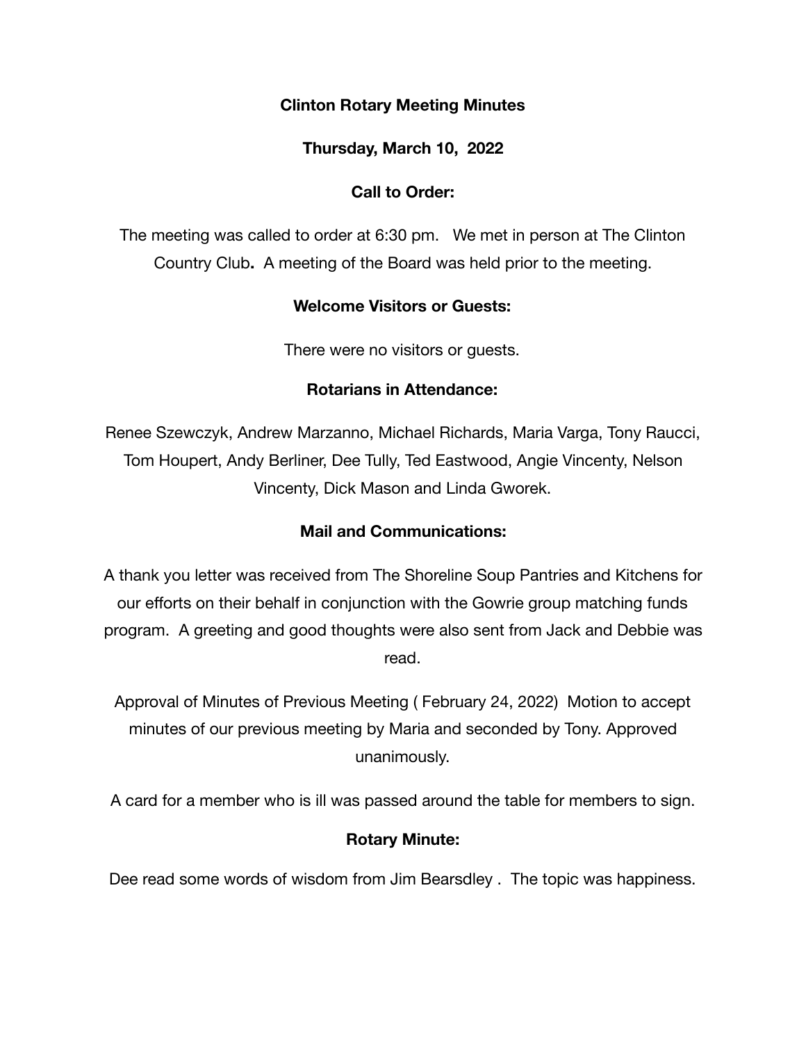# Clinton Rotary Meeting Minutes

**Thursday, March 10, 2022**

## Call to Order:

The meeting was called to order at 6:30 pm. We met in person at The Clinton Country Club**.** A meeting of the Board was held prior to the meeting.

## Welcome Visitors or Guests:

There were no visitors or guests.

## Rotarians in Attendance:

Renee Szewczyk, Andrew Marzanno, Michael Richards, Maria Varga, Tony Raucci, Tom Houpert, Andy Berliner, Dee Tully, Ted Eastwood, Angie Vincenty, Nelson Vincenty, Dick Mason and Linda Gworek.

## Mail and Communications:

A thank you letter was received from The Shoreline Soup Pantries and Kitchens for our efforts on their behalf in conjunction with the Gowrie group matching funds program. A greeting and good thoughts were also sent from Jack and Debbie was read.

Approval of Minutes of Previous Meeting ( February 24, 2022) Motion to accept minutes of our previous meeting by Maria and seconded by Tony. Approved unanimously.

A card for a member who is ill was passed around the table for members to sign.

## Rotary Minute:

Dee read some words of wisdom from Jim Bearsdley . The topic was happiness.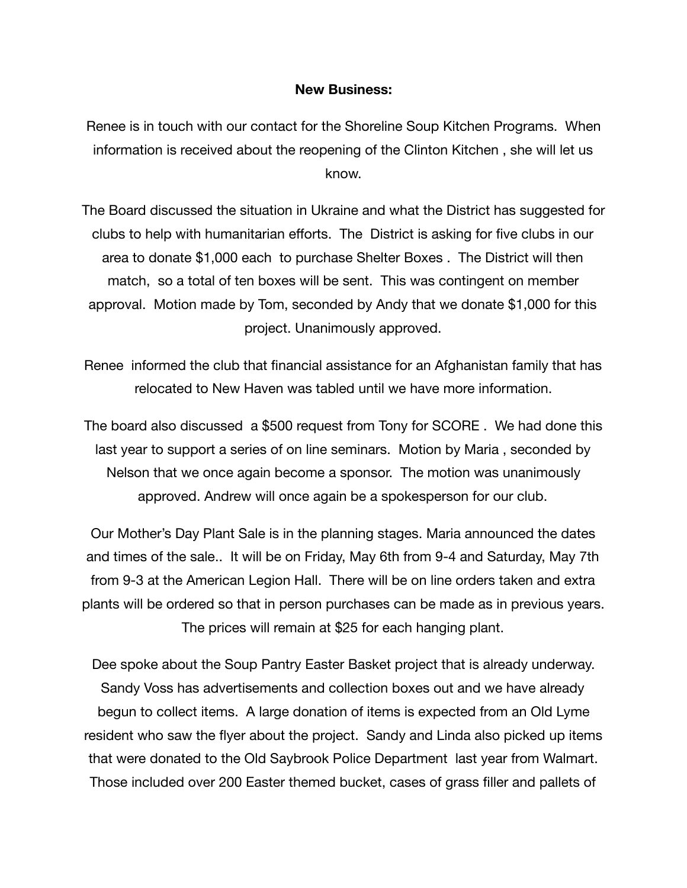**New Business:**

Renee is in touch with our contact for the Shoreline Soup Kitchen Programs. When information is received about the reopening of the Clinton Kitchen , she will let us know.

The Board discussed the situation in Ukraine and what the District has suggested for clubs to help with humanitarian efforts. The District is asking for five clubs in our area to donate $1,000 each to purchase Shelter Boxes . The District will then match, so a total of ten boxes will be sent. This was contingent on member approval. Motion made by Tom, seconded by Andy that we donate $1,000 for this project. Unanimously approved.

Renee informed the club that financial assistance for an Afghanistan family that has relocated to New Haven was tabled until we have more information.

The board also discussed a $500 request from Tony for SCORE . We had done this last year to support a series of on line seminars. Motion by Maria , seconded by Nelson that we once again become a sponsor. The motion was unanimously approved. Andrew will once again be a spokesperson for our club.

Our Mother's Day Plant Sale is in the planning stages. Maria announced the dates and times of the sale.. It will be on Friday, May 6th from 9-4 and Saturday, May 7th from 9-3 at the American Legion Hall. There will be on line orders taken and extra plants will be ordered so that in person purchases can be made as in previous years. The prices will remain at $25 for each hanging plant.

Dee spoke about the Soup Pantry Easter Basket project that is already underway. Sandy Voss has advertisements and collection boxes out and we have already begun to collect items. A large donation of items is expected from an Old Lyme resident who saw the flyer about the project. Sandy and Linda also picked up items that were donated to the Old Saybrook Police Department last year from Walmart. Those included over 200 Easter themed bucket, cases of grass filler and pallets of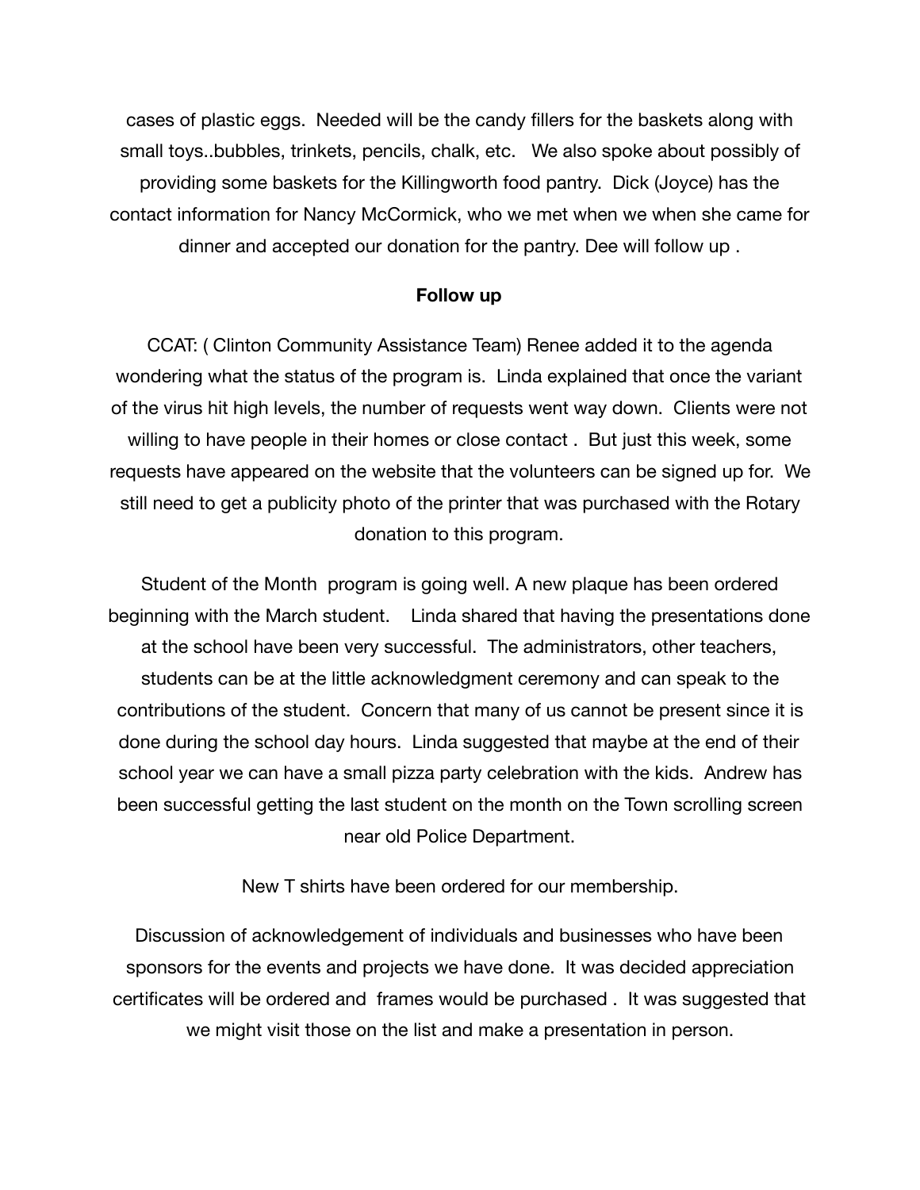cases of plastic eggs. Needed will be the candy fillers for the baskets along with small toys..bubbles, trinkets, pencils, chalk, etc. We also spoke about possibly of providing some baskets for the Killingworth food pantry. Dick (Joyce) has the contact information for Nancy McCormick, who we met when we when she came for dinner and accepted our donation for the pantry. Dee will follow up .

**Follow up**

CCAT: ( Clinton Community Assistance Team) Renee added it to the agenda wondering what the status of the program is. Linda explained that once the variant of the virus hit high levels, the number of requests went way down. Clients were not willing to have people in their homes or close contact . But just this week, some requests have appeared on the website that the volunteers can be signed up for. We still need to get a publicity photo of the printer that was purchased with the Rotary donation to this program.

Student of the Month program is going well. A new plaque has been ordered beginning with the March student. Linda shared that having the presentations done at the school have been very successful. The administrators, other teachers, students can be at the little acknowledgment ceremony and can speak to the contributions of the student. Concern that many of us cannot be present since it is done during the school day hours. Linda suggested that maybe at the end of their school year we can have a small pizza party celebration with the kids. Andrew has been successful getting the last student on the month on the Town scrolling screen near old Police Department.

New T shirts have been ordered for our membership.

Discussion of acknowledgement of individuals and businesses who have been sponsors for the events and projects we have done. It was decided appreciation certificates will be ordered and frames would be purchased . It was suggested that we might visit those on the list and make a presentation in person.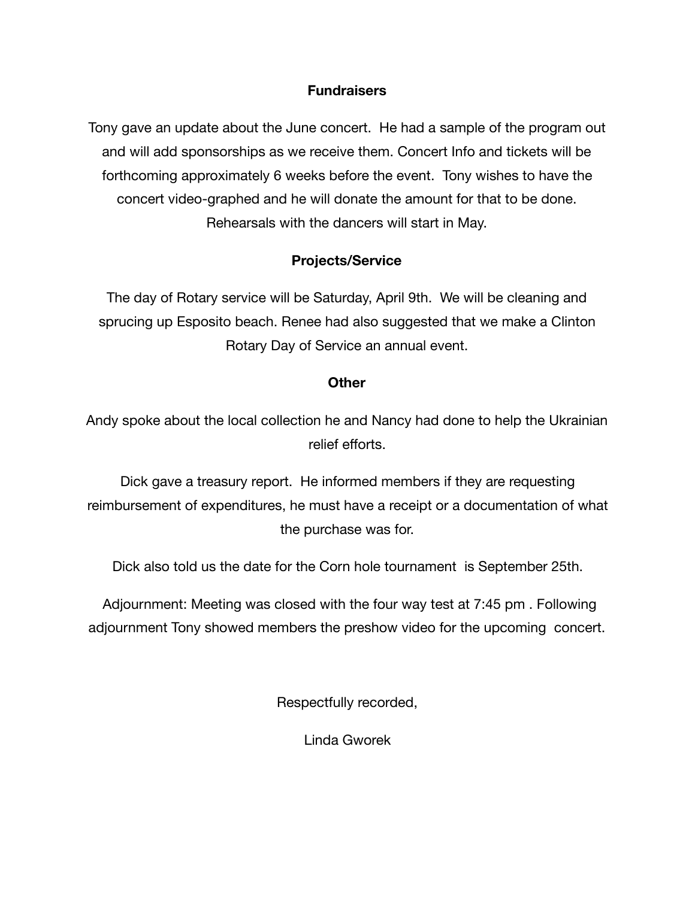**Fundraisers**

Tony gave an update about the June concert. He had a sample of the program out and will add sponsorships as we receive them. Concert Info and tickets will be forthcoming approximately 6 weeks before the event. Tony wishes to have the concert video-graphed and he will donate the amount for that to be done. Rehearsals with the dancers will start in May.

**Projects/Service**

The day of Rotary service will be Saturday, April 9th. We will be cleaning and sprucing up Esposito beach. Renee had also suggested that we make a Clinton Rotary Day of Service an annual event.

**Other**

Andy spoke about the local collection he and Nancy had done to help the Ukrainian relief efforts.

Dick gave a treasury report. He informed members if they are requesting reimbursement of expenditures, he must have a receipt or a documentation of what the purchase was for.

Dick also told us the date for the Corn hole tournament is September 25th.

Adjournment: Meeting was closed with the four way test at 7:45 pm . Following adjournment Tony showed members the preshow video for the upcoming concert.

Respectfully recorded,

Linda Gworek